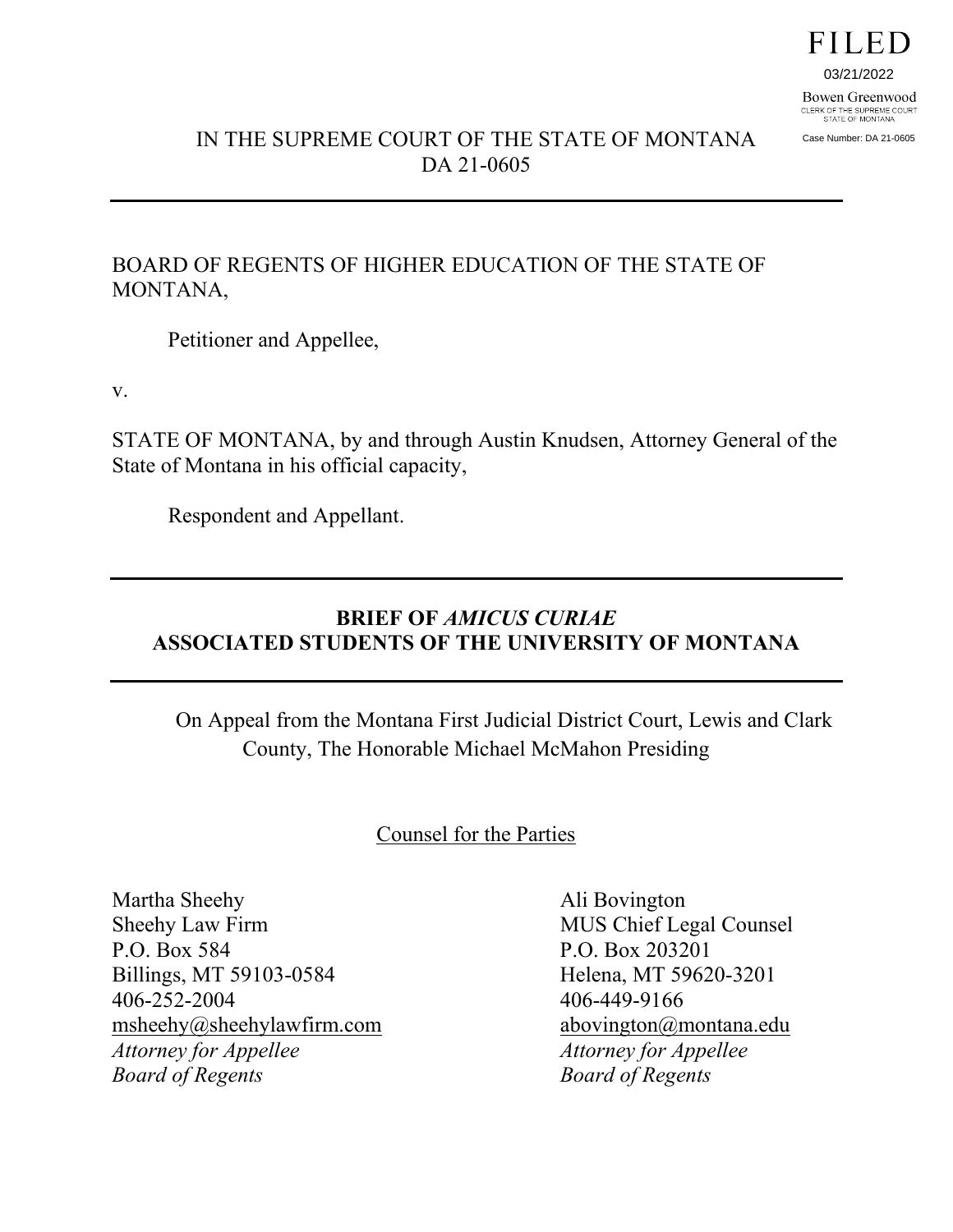FILED

03/21/2022

Bowen Greenwood
CLERK OF THE SUPREME COURT
STATE OF MONTANA

Case Number: DA 21-0605

IN THE SUPREME COURT OF THE STATE OF MONTANA
DA 21-0605

---

BOARD OF REGENTS OF HIGHER EDUCATION OF THE STATE OF MONTANA,

Petitioner and Appellee,

v.

STATE OF MONTANA, by and through Austin Knudsen, Attorney General of the State of Montana in his official capacity,

Respondent and Appellant.

---

**BRIEF OF *AMICUS CURIAE* ASSOCIATED STUDENTS OF THE UNIVERSITY OF MONTANA**

---

On Appeal from the Montana First Judicial District Court, Lewis and Clark County, The Honorable Michael McMahon Presiding

Counsel for the Parties

Martha Sheehy
Sheehy Law Firm
P.O. Box 584
Billings, MT 59103-0584
406-252-2004
msheehy@sheehylawfirm.com
*Attorney for Appellee Board of Regents*

Ali Bovington
MUS Chief Legal Counsel
P.O. Box 203201
Helena, MT 59620-3201
406-449-9166
abovington@montana.edu
*Attorney for Appellee Board of Regents*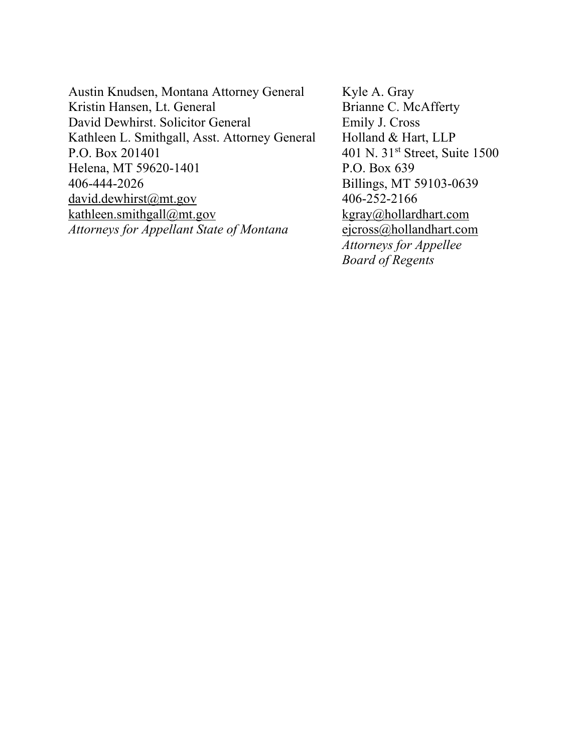Austin Knudsen, Montana Attorney General
Kristin Hansen, Lt. General
David Dewhirst. Solicitor General
Kathleen L. Smithgall, Asst. Attorney General
P.O. Box 201401
Helena, MT 59620-1401
406-444-2026
david.dewhirst@mt.gov
kathleen.smithgall@mt.gov
*Attorneys for Appellant State of Montana*

Kyle A. Gray
Brianne C. McAfferty
Emily J. Cross
Holland & Hart, LLP
401 N. 31st Street, Suite 1500
P.O. Box 639
Billings, MT 59103-0639
406-252-2166
kgray@hollardhart.com
ejcross@hollandhart.com
*Attorneys for Appellee Board of Regents*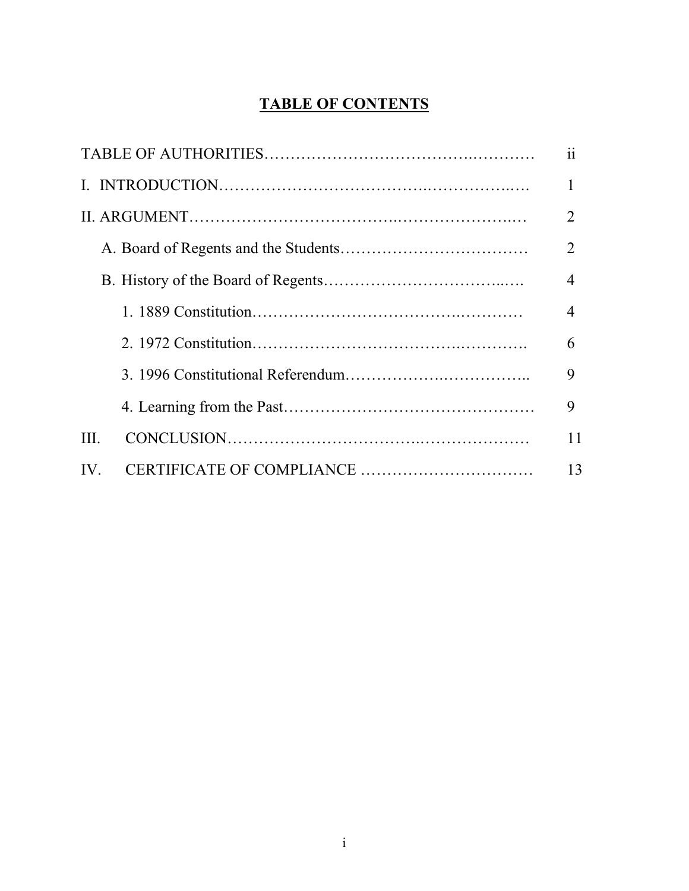# TABLE OF CONTENTS

| | |
|---|---|
| TABLE OF AUTHORITIES | ii |
| I. INTRODUCTION | 1 |
| II. ARGUMENT | 2 |
| A. Board of Regents and the Students | 2 |
| B. History of the Board of Regents | 4 |
| 1. 1889 Constitution | 4 |
| 2. 1972 Constitution | 6 |
| 3. 1996 Constitutional Referendum | 9 |
| 4. Learning from the Past | 9 |
| III. CONCLUSION | 11 |
| IV. CERTIFICATE OF COMPLIANCE | 13 |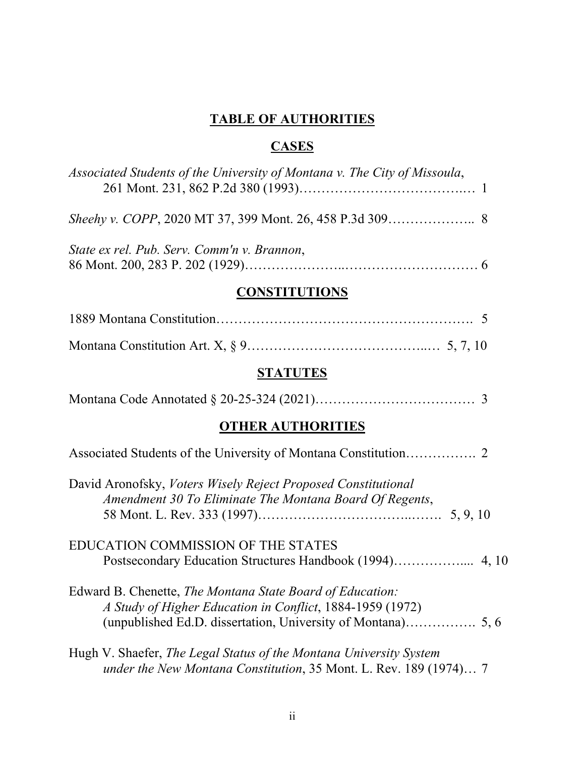# TABLE OF AUTHORITIES

## CASES

*Associated Students of the University of Montana v. The City of Missoula*, 261 Mont. 231, 862 P.2d 380 (1993)…………………………………… 1

*Sheehy v. COPP*, 2020 MT 37, 399 Mont. 26, 458 P.3d 309……………….. 8

*State ex rel. Pub. Serv. Comm'n v. Brannon*, 86 Mont. 200, 283 P. 202 (1929)…………………..………………………… 6

## CONSTITUTIONS

1889 Montana Constitution………………………………………………. 5

Montana Constitution Art. X, § 9………………………………….… 5, 7, 10

## STATUTES

Montana Code Annotated § 20-25-324 (2021)……………………………… 3

## OTHER AUTHORITIES

Associated Students of the University of Montana Constitution……………. 2

David Aronofsky, *Voters Wisely Reject Proposed Constitutional Amendment 30 To Eliminate The Montana Board Of Regents*, 58 Mont. L. Rev. 333 (1997)………………………………..……. 5, 9, 10

EDUCATION COMMISSION OF THE STATES Postsecondary Education Structures Handbook (1994)……………..... 4, 10

Edward B. Chenette, *The Montana State Board of Education: A Study of Higher Education in Conflict*, 1884-1959 (1972) (unpublished Ed.D. dissertation, University of Montana)……………. 5, 6

Hugh V. Shaefer, *The Legal Status of the Montana University System under the New Montana Constitution*, 35 Mont. L. Rev. 189 (1974)… 7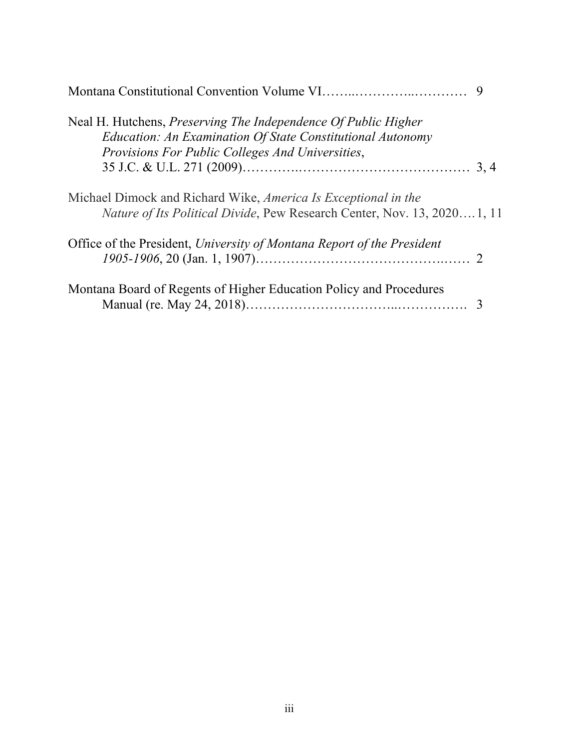Montana Constitutional Convention Volume VI……..…………..………… 9

Neal H. Hutchens, *Preserving The Independence Of Public Higher Education: An Examination Of State Constitutional Autonomy Provisions For Public Colleges And Universities*, 35 J.C. & U.L. 271 (2009)…………..………………………………… 3, 4

Michael Dimock and Richard Wike, *America Is Exceptional in the Nature of Its Political Divide*, Pew Research Center, Nov. 13, 2020….1, 11

Office of the President, *University of Montana Report of the President 1905-1906*, 20 (Jan. 1, 1907)………………………………….…… 2

Montana Board of Regents of Higher Education Policy and Procedures Manual (re. May 24, 2018)…………………………..……………. 3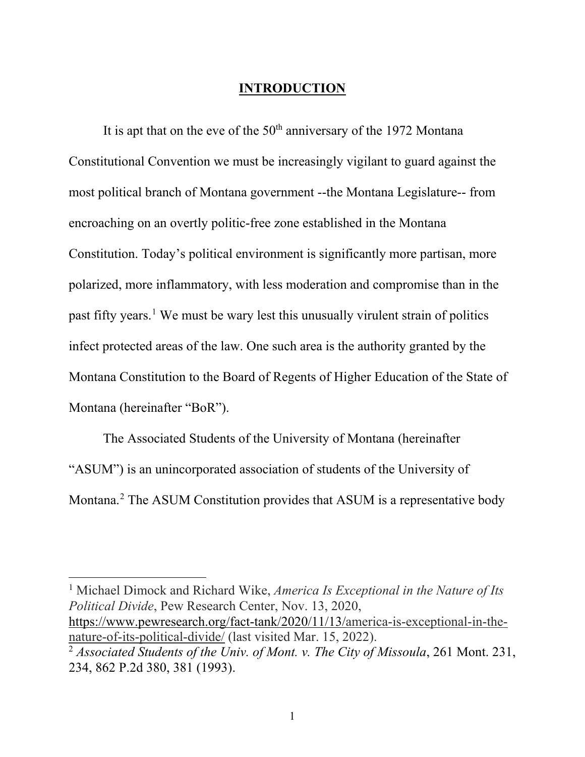## INTRODUCTION

It is apt that on the eve of the 50th anniversary of the 1972 Montana Constitutional Convention we must be increasingly vigilant to guard against the most political branch of Montana government --the Montana Legislature-- from encroaching on an overtly politic-free zone established in the Montana Constitution. Today's political environment is significantly more partisan, more polarized, more inflammatory, with less moderation and compromise than in the past fifty years.[1] We must be wary lest this unusually virulent strain of politics infect protected areas of the law. One such area is the authority granted by the Montana Constitution to the Board of Regents of Higher Education of the State of Montana (hereinafter "BoR").

The Associated Students of the University of Montana (hereinafter "ASUM") is an unincorporated association of students of the University of Montana.[2] The ASUM Constitution provides that ASUM is a representative body

---

[1] Michael Dimock and Richard Wike, *America Is Exceptional in the Nature of Its Political Divide*, Pew Research Center, Nov. 13, 2020, https://www.pewresearch.org/fact-tank/2020/11/13/america-is-exceptional-in-the-nature-of-its-political-divide/ (last visited Mar. 15, 2022).

[2] *Associated Students of the Univ. of Mont. v. The City of Missoula*, 261 Mont. 231, 234, 862 P.2d 380, 381 (1993).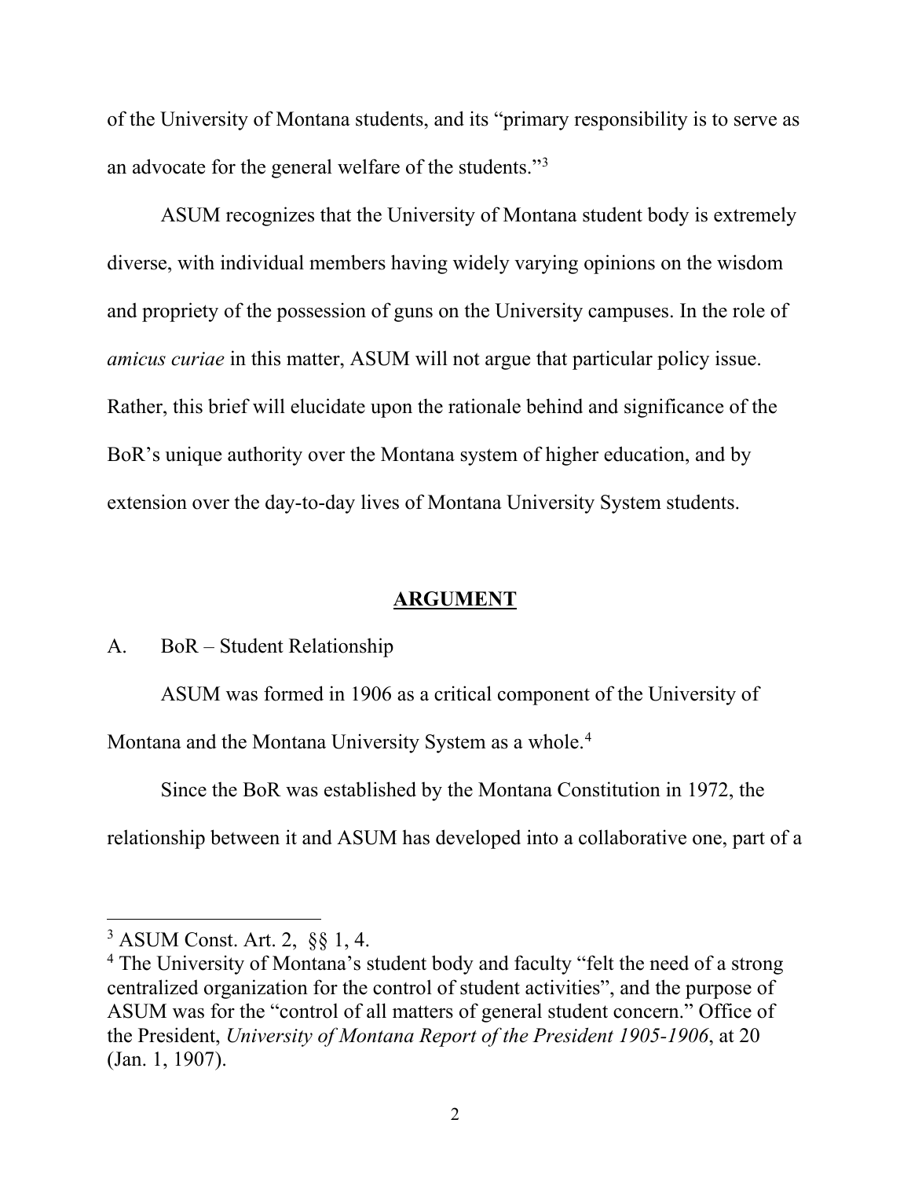of the University of Montana students, and its "primary responsibility is to serve as an advocate for the general welfare of the students."[3]

ASUM recognizes that the University of Montana student body is extremely diverse, with individual members having widely varying opinions on the wisdom and propriety of the possession of guns on the University campuses. In the role of *amicus curiae* in this matter, ASUM will not argue that particular policy issue. Rather, this brief will elucidate upon the rationale behind and significance of the BoR's unique authority over the Montana system of higher education, and by extension over the day-to-day lives of Montana University System students.

## ARGUMENT

A. BoR – Student Relationship

ASUM was formed in 1906 as a critical component of the University of Montana and the Montana University System as a whole.[4]

Since the BoR was established by the Montana Constitution in 1972, the relationship between it and ASUM has developed into a collaborative one, part of a

---

[3] ASUM Const. Art. 2, §§ 1, 4.

[4] The University of Montana's student body and faculty "felt the need of a strong centralized organization for the control of student activities", and the purpose of ASUM was for the "control of all matters of general student concern." Office of the President, *University of Montana Report of the President 1905-1906*, at 20 (Jan. 1, 1907).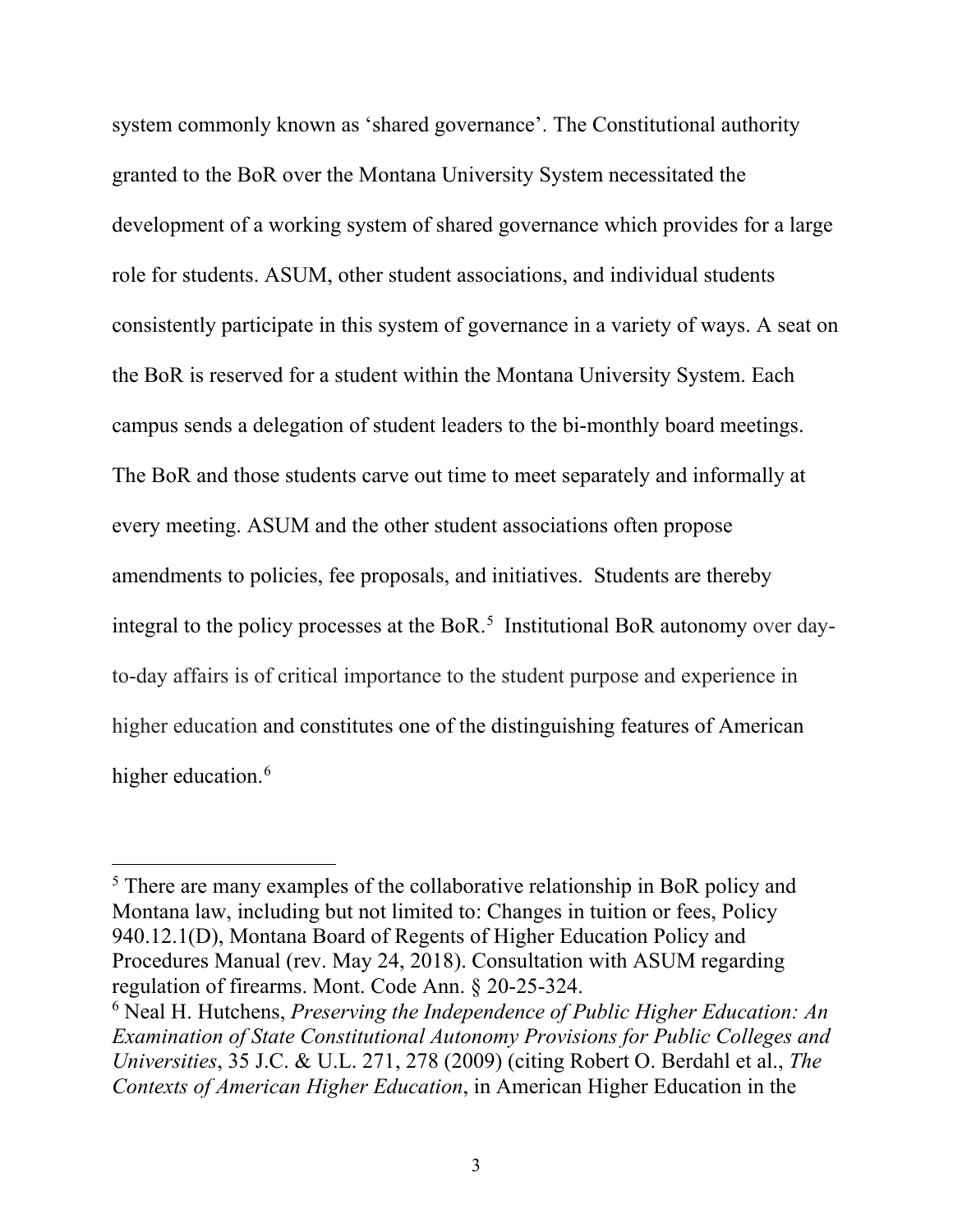system commonly known as 'shared governance'. The Constitutional authority granted to the BoR over the Montana University System necessitated the development of a working system of shared governance which provides for a large role for students. ASUM, other student associations, and individual students consistently participate in this system of governance in a variety of ways. A seat on the BoR is reserved for a student within the Montana University System. Each campus sends a delegation of student leaders to the bi-monthly board meetings. The BoR and those students carve out time to meet separately and informally at every meeting. ASUM and the other student associations often propose amendments to policies, fee proposals, and initiatives. Students are thereby integral to the policy processes at the BoR.[5] Institutional BoR autonomy over day-to-day affairs is of critical importance to the student purpose and experience in higher education and constitutes one of the distinguishing features of American higher education.[6]

---

[5] There are many examples of the collaborative relationship in BoR policy and Montana law, including but not limited to: Changes in tuition or fees, Policy 940.12.1(D), Montana Board of Regents of Higher Education Policy and Procedures Manual (rev. May 24, 2018). Consultation with ASUM regarding regulation of firearms. Mont. Code Ann. § 20-25-324.

[6] Neal H. Hutchens, *Preserving the Independence of Public Higher Education: An Examination of State Constitutional Autonomy Provisions for Public Colleges and Universities*, 35 J.C. & U.L. 271, 278 (2009) (citing Robert O. Berdahl et al., *The Contexts of American Higher Education*, in American Higher Education in the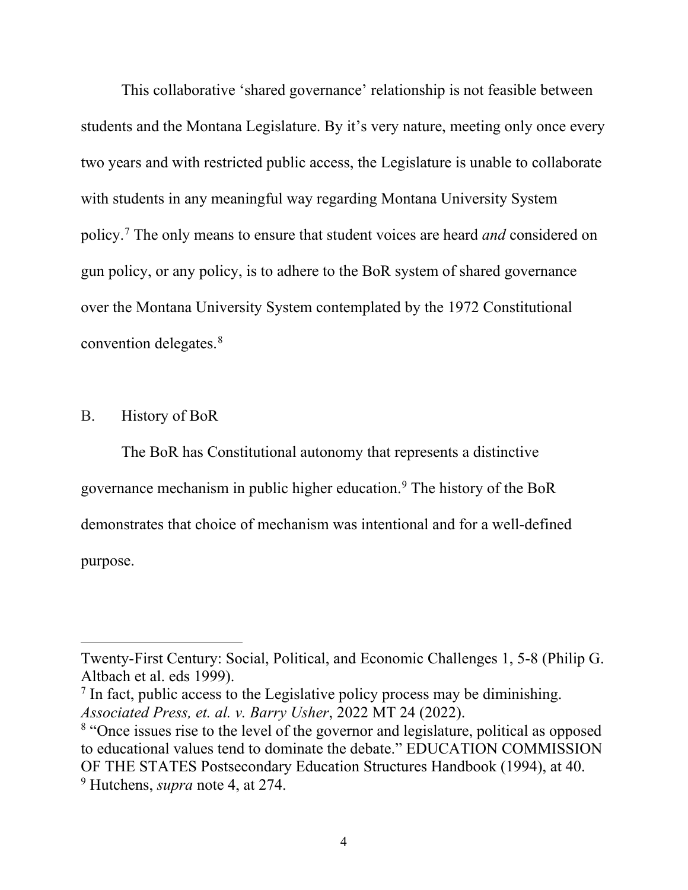This collaborative 'shared governance' relationship is not feasible between students and the Montana Legislature. By it's very nature, meeting only once every two years and with restricted public access, the Legislature is unable to collaborate with students in any meaningful way regarding Montana University System policy.[7] The only means to ensure that student voices are heard *and* considered on gun policy, or any policy, is to adhere to the BoR system of shared governance over the Montana University System contemplated by the 1972 Constitutional convention delegates.[8]

B. History of BoR

The BoR has Constitutional autonomy that represents a distinctive governance mechanism in public higher education.[9] The history of the BoR demonstrates that choice of mechanism was intentional and for a well-defined purpose.

---

Twenty-First Century: Social, Political, and Economic Challenges 1, 5-8 (Philip G. Altbach et al. eds 1999).

[7] In fact, public access to the Legislative policy process may be diminishing. *Associated Press, et. al. v. Barry Usher*, 2022 MT 24 (2022).

[8] "Once issues rise to the level of the governor and legislature, political as opposed to educational values tend to dominate the debate." EDUCATION COMMISSION OF THE STATES Postsecondary Education Structures Handbook (1994), at 40.

[9] Hutchens, *supra* note 4, at 274.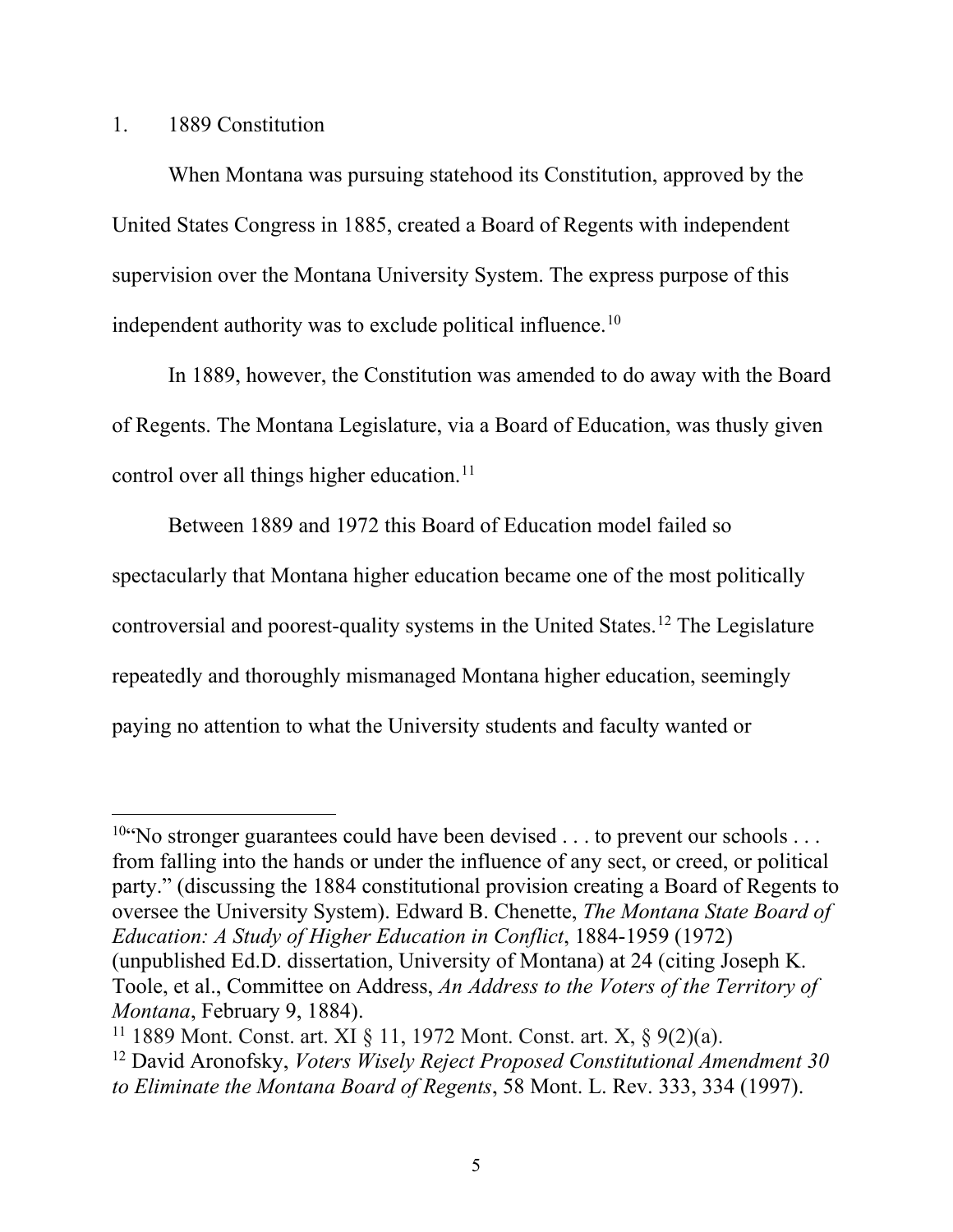1. 1889 Constitution

When Montana was pursuing statehood its Constitution, approved by the United States Congress in 1885, created a Board of Regents with independent supervision over the Montana University System. The express purpose of this independent authority was to exclude political influence.[10]

In 1889, however, the Constitution was amended to do away with the Board of Regents. The Montana Legislature, via a Board of Education, was thusly given control over all things higher education.[11]

Between 1889 and 1972 this Board of Education model failed so spectacularly that Montana higher education became one of the most politically controversial and poorest-quality systems in the United States.[12] The Legislature repeatedly and thoroughly mismanaged Montana higher education, seemingly paying no attention to what the University students and faculty wanted or

---

[10] "No stronger guarantees could have been devised . . . to prevent our schools . . . from falling into the hands or under the influence of any sect, or creed, or political party." (discussing the 1884 constitutional provision creating a Board of Regents to oversee the University System). Edward B. Chenette, *The Montana State Board of Education: A Study of Higher Education in Conflict*, 1884-1959 (1972) (unpublished Ed.D. dissertation, University of Montana) at 24 (citing Joseph K. Toole, et al., Committee on Address, *An Address to the Voters of the Territory of Montana*, February 9, 1884).

[11] 1889 Mont. Const. art. XI § 11, 1972 Mont. Const. art. X, § 9(2)(a).

[12] David Aronofsky, *Voters Wisely Reject Proposed Constitutional Amendment 30 to Eliminate the Montana Board of Regents*, 58 Mont. L. Rev. 333, 334 (1997).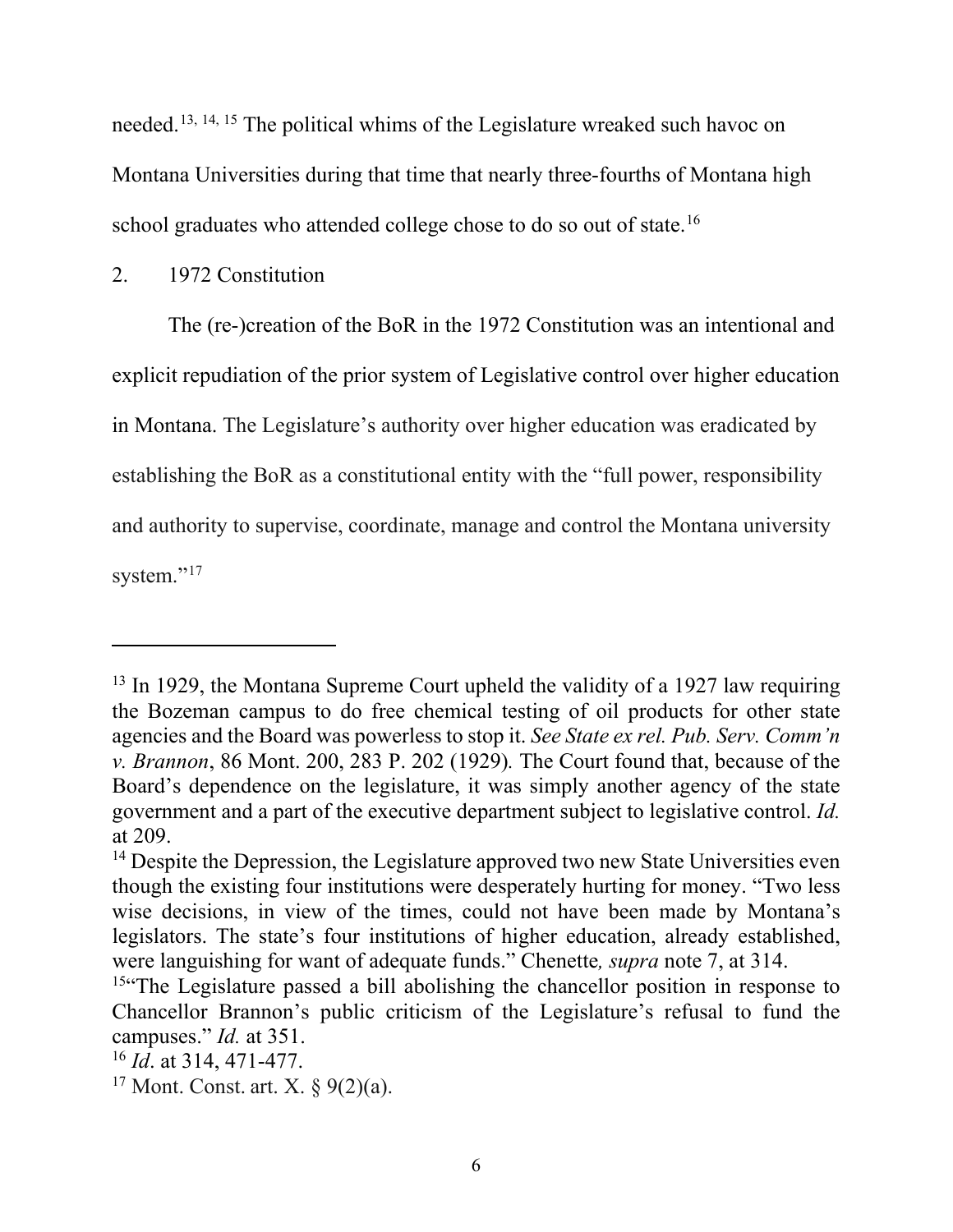needed.[13, 14, 15] The political whims of the Legislature wreaked such havoc on Montana Universities during that time that nearly three-fourths of Montana high school graduates who attended college chose to do so out of state.[16]

2. 1972 Constitution

The (re-)creation of the BoR in the 1972 Constitution was an intentional and explicit repudiation of the prior system of Legislative control over higher education in Montana. The Legislature's authority over higher education was eradicated by establishing the BoR as a constitutional entity with the "full power, responsibility and authority to supervise, coordinate, manage and control the Montana university system."[17]

---

[13] In 1929, the Montana Supreme Court upheld the validity of a 1927 law requiring the Bozeman campus to do free chemical testing of oil products for other state agencies and the Board was powerless to stop it. *See State ex rel. Pub. Serv. Comm'n v. Brannon*, 86 Mont. 200, 283 P. 202 (1929). The Court found that, because of the Board's dependence on the legislature, it was simply another agency of the state government and a part of the executive department subject to legislative control. *Id.* at 209.

[14] Despite the Depression, the Legislature approved two new State Universities even though the existing four institutions were desperately hurting for money. "Two less wise decisions, in view of the times, could not have been made by Montana's legislators. The state's four institutions of higher education, already established, were languishing for want of adequate funds." Chenette*, supra* note 7, at 314.

[15] "The Legislature passed a bill abolishing the chancellor position in response to Chancellor Brannon's public criticism of the Legislature's refusal to fund the campuses." *Id.* at 351.

[16] *Id*. at 314, 471-477.

[17] Mont. Const. art. X. § 9(2)(a).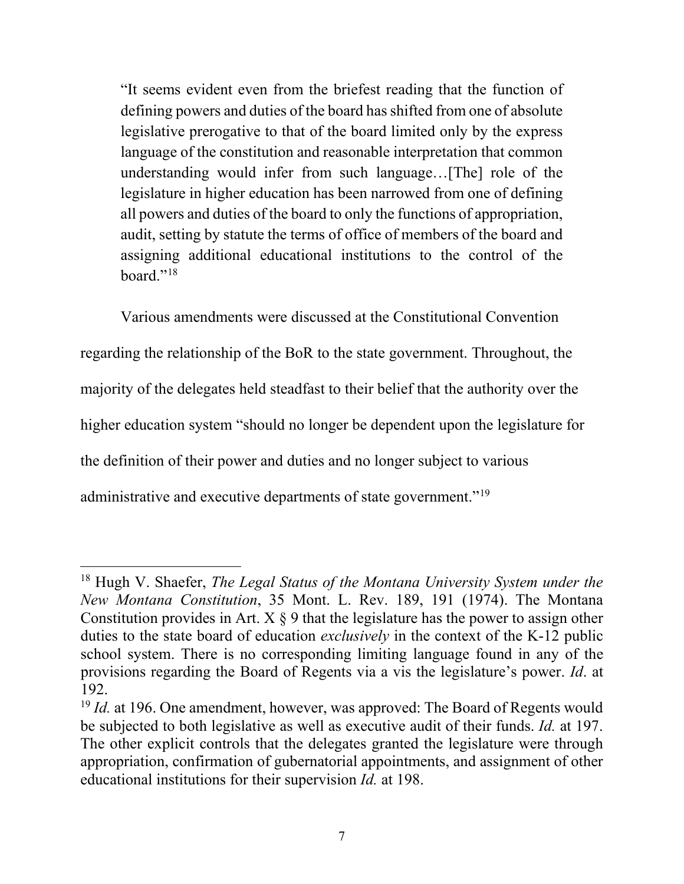> "It seems evident even from the briefest reading that the function of defining powers and duties of the board has shifted from one of absolute legislative prerogative to that of the board limited only by the express language of the constitution and reasonable interpretation that common understanding would infer from such language…[The] role of the legislature in higher education has been narrowed from one of defining all powers and duties of the board to only the functions of appropriation, audit, setting by statute the terms of office of members of the board and assigning additional educational institutions to the control of the board."[18]

Various amendments were discussed at the Constitutional Convention regarding the relationship of the BoR to the state government. Throughout, the majority of the delegates held steadfast to their belief that the authority over the higher education system "should no longer be dependent upon the legislature for the definition of their power and duties and no longer subject to various administrative and executive departments of state government."[19]

---

[18] Hugh V. Shaefer, *The Legal Status of the Montana University System under the New Montana Constitution*, 35 Mont. L. Rev. 189, 191 (1974). The Montana Constitution provides in Art. X § 9 that the legislature has the power to assign other duties to the state board of education *exclusively* in the context of the K-12 public school system. There is no corresponding limiting language found in any of the provisions regarding the Board of Regents via a vis the legislature's power. *Id*. at 192.

[19] *Id.* at 196. One amendment, however, was approved: The Board of Regents would be subjected to both legislative as well as executive audit of their funds. *Id.* at 197. The other explicit controls that the delegates granted the legislature were through appropriation, confirmation of gubernatorial appointments, and assignment of other educational institutions for their supervision *Id.* at 198.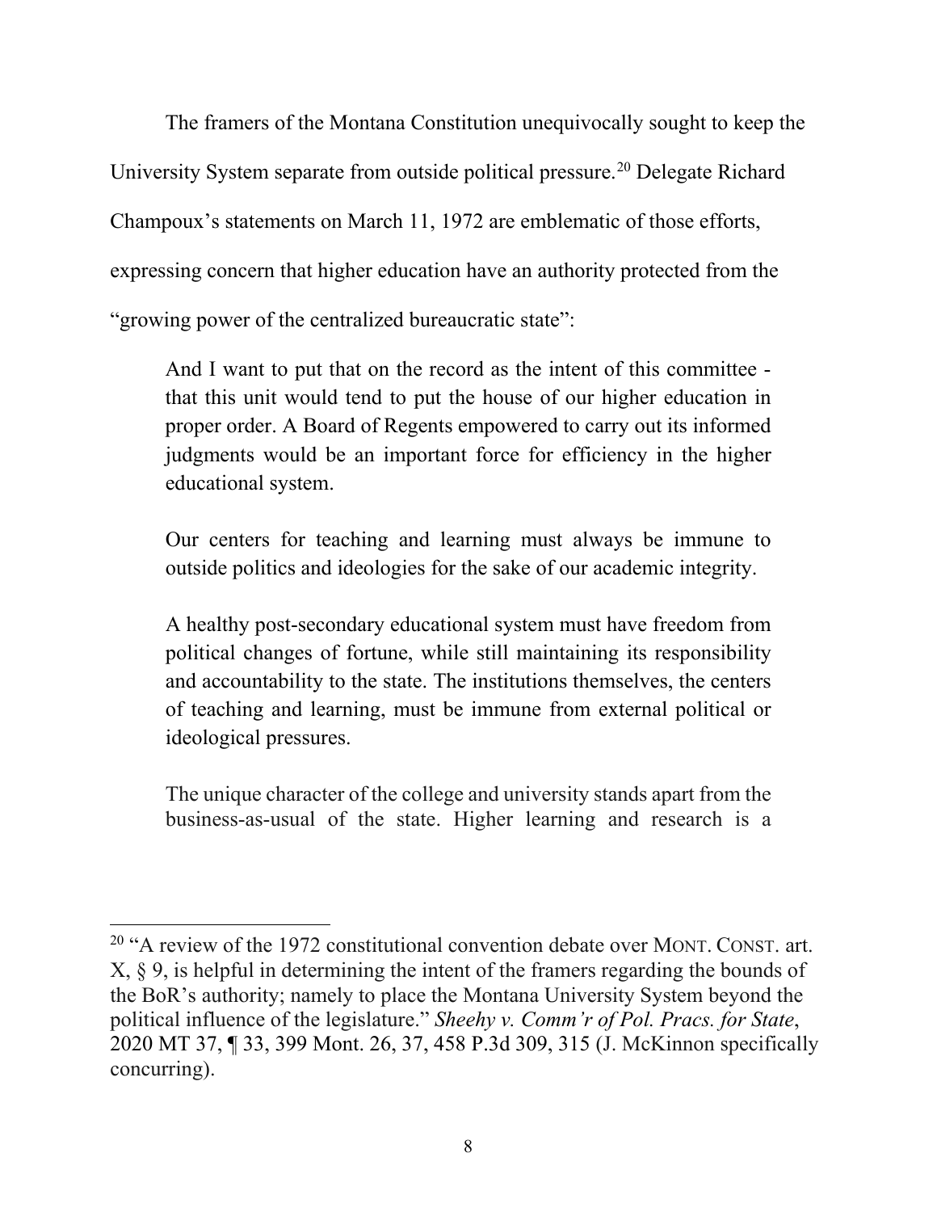The framers of the Montana Constitution unequivocally sought to keep the University System separate from outside political pressure.[20] Delegate Richard Champoux's statements on March 11, 1972 are emblematic of those efforts, expressing concern that higher education have an authority protected from the "growing power of the centralized bureaucratic state":

> And I want to put that on the record as the intent of this committee - that this unit would tend to put the house of our higher education in proper order. A Board of Regents empowered to carry out its informed judgments would be an important force for efficiency in the higher educational system.
>
> Our centers for teaching and learning must always be immune to outside politics and ideologies for the sake of our academic integrity.
>
> A healthy post-secondary educational system must have freedom from political changes of fortune, while still maintaining its responsibility and accountability to the state. The institutions themselves, the centers of teaching and learning, must be immune from external political or ideological pressures.
>
> The unique character of the college and university stands apart from the business-as-usual of the state. Higher learning and research is a

---

[20] "A review of the 1972 constitutional convention debate over MONT. CONST. art. X, § 9, is helpful in determining the intent of the framers regarding the bounds of the BoR's authority; namely to place the Montana University System beyond the political influence of the legislature." *Sheehy v. Comm'r of Pol. Pracs. for State*, 2020 MT 37, ¶ 33, 399 Mont. 26, 37, 458 P.3d 309, 315 (J. McKinnon specifically concurring).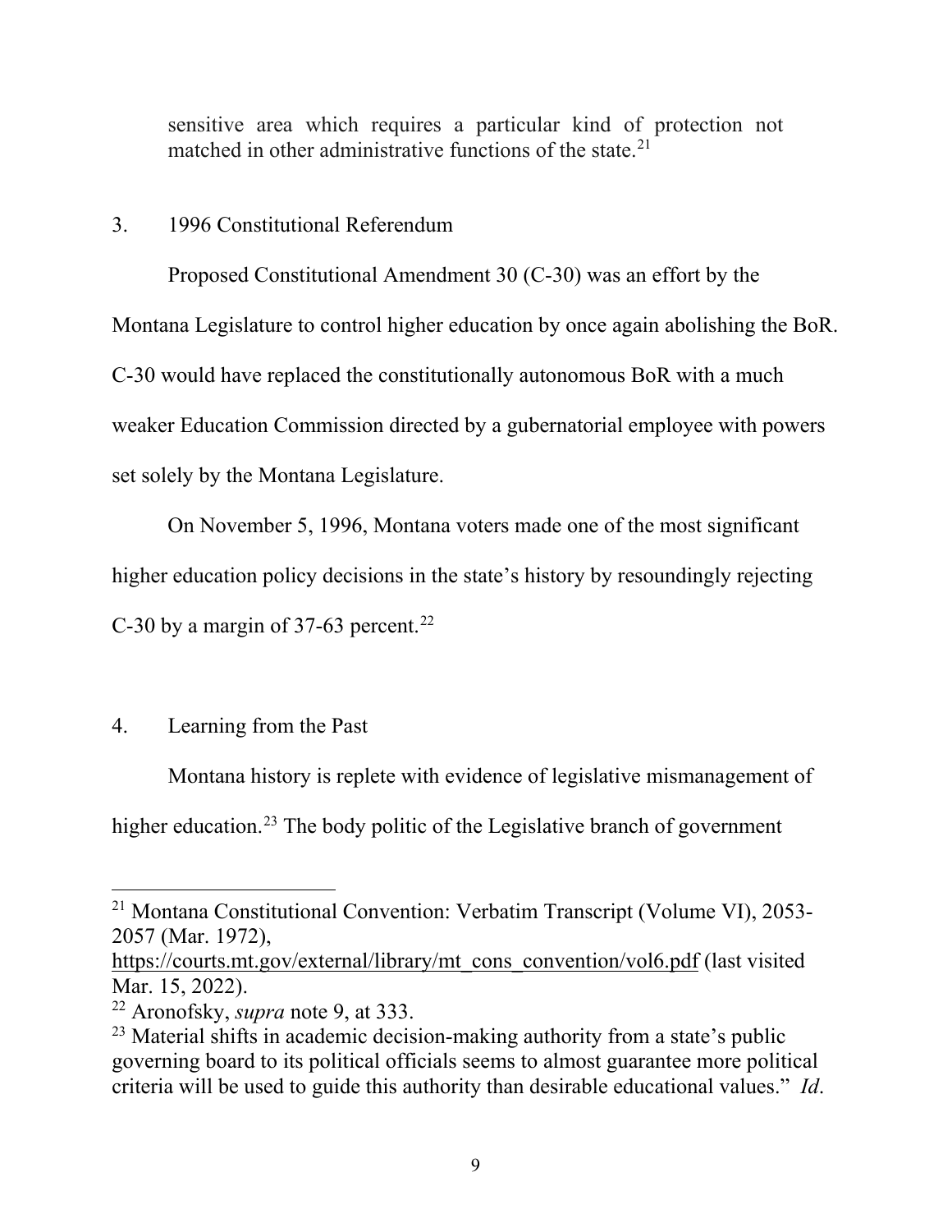sensitive area which requires a particular kind of protection not matched in other administrative functions of the state.[21]

3. 1996 Constitutional Referendum

Proposed Constitutional Amendment 30 (C-30) was an effort by the Montana Legislature to control higher education by once again abolishing the BoR. C-30 would have replaced the constitutionally autonomous BoR with a much weaker Education Commission directed by a gubernatorial employee with powers set solely by the Montana Legislature.

On November 5, 1996, Montana voters made one of the most significant higher education policy decisions in the state's history by resoundingly rejecting C-30 by a margin of 37-63 percent.[22]

4. Learning from the Past

Montana history is replete with evidence of legislative mismanagement of higher education.[23] The body politic of the Legislative branch of government

---

[21] Montana Constitutional Convention: Verbatim Transcript (Volume VI), 2053-2057 (Mar. 1972), https://courts.mt.gov/external/library/mt_cons_convention/vol6.pdf (last visited Mar. 15, 2022).

[22] Aronofsky, *supra* note 9, at 333.

[23] Material shifts in academic decision-making authority from a state's public governing board to its political officials seems to almost guarantee more political criteria will be used to guide this authority than desirable educational values." *Id*.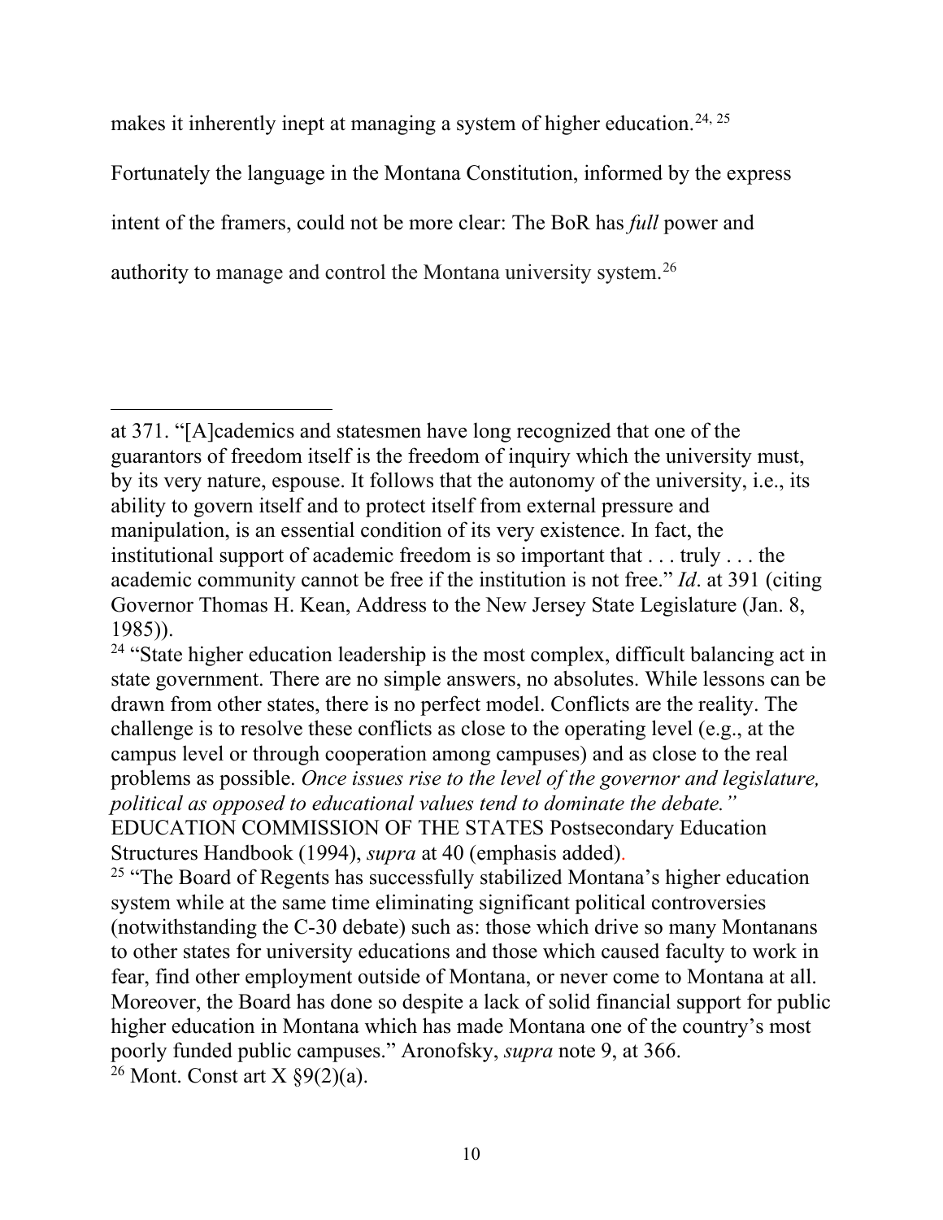makes it inherently inept at managing a system of higher education.[24, 25]

Fortunately the language in the Montana Constitution, informed by the express intent of the framers, could not be more clear: The BoR has *full* power and authority to manage and control the Montana university system.[26]

---

at 371. "[A]cademics and statesmen have long recognized that one of the guarantors of freedom itself is the freedom of inquiry which the university must, by its very nature, espouse. It follows that the autonomy of the university, i.e., its ability to govern itself and to protect itself from external pressure and manipulation, is an essential condition of its very existence. In fact, the institutional support of academic freedom is so important that . . . truly . . . the academic community cannot be free if the institution is not free." *Id*. at 391 (citing Governor Thomas H. Kean, Address to the New Jersey State Legislature (Jan. 8, 1985)).

[24] "State higher education leadership is the most complex, difficult balancing act in state government. There are no simple answers, no absolutes. While lessons can be drawn from other states, there is no perfect model. Conflicts are the reality. The challenge is to resolve these conflicts as close to the operating level (e.g., at the campus level or through cooperation among campuses) and as close to the real problems as possible. *Once issues rise to the level of the governor and legislature, political as opposed to educational values tend to dominate the debate."* EDUCATION COMMISSION OF THE STATES Postsecondary Education Structures Handbook (1994), *supra* at 40 (emphasis added).

[25] "The Board of Regents has successfully stabilized Montana's higher education system while at the same time eliminating significant political controversies (notwithstanding the C-30 debate) such as: those which drive so many Montanans to other states for university educations and those which caused faculty to work in fear, find other employment outside of Montana, or never come to Montana at all. Moreover, the Board has done so despite a lack of solid financial support for public higher education in Montana which has made Montana one of the country's most poorly funded public campuses." Aronofsky, *supra* note 9, at 366.

[26] Mont. Const art X §9(2)(a).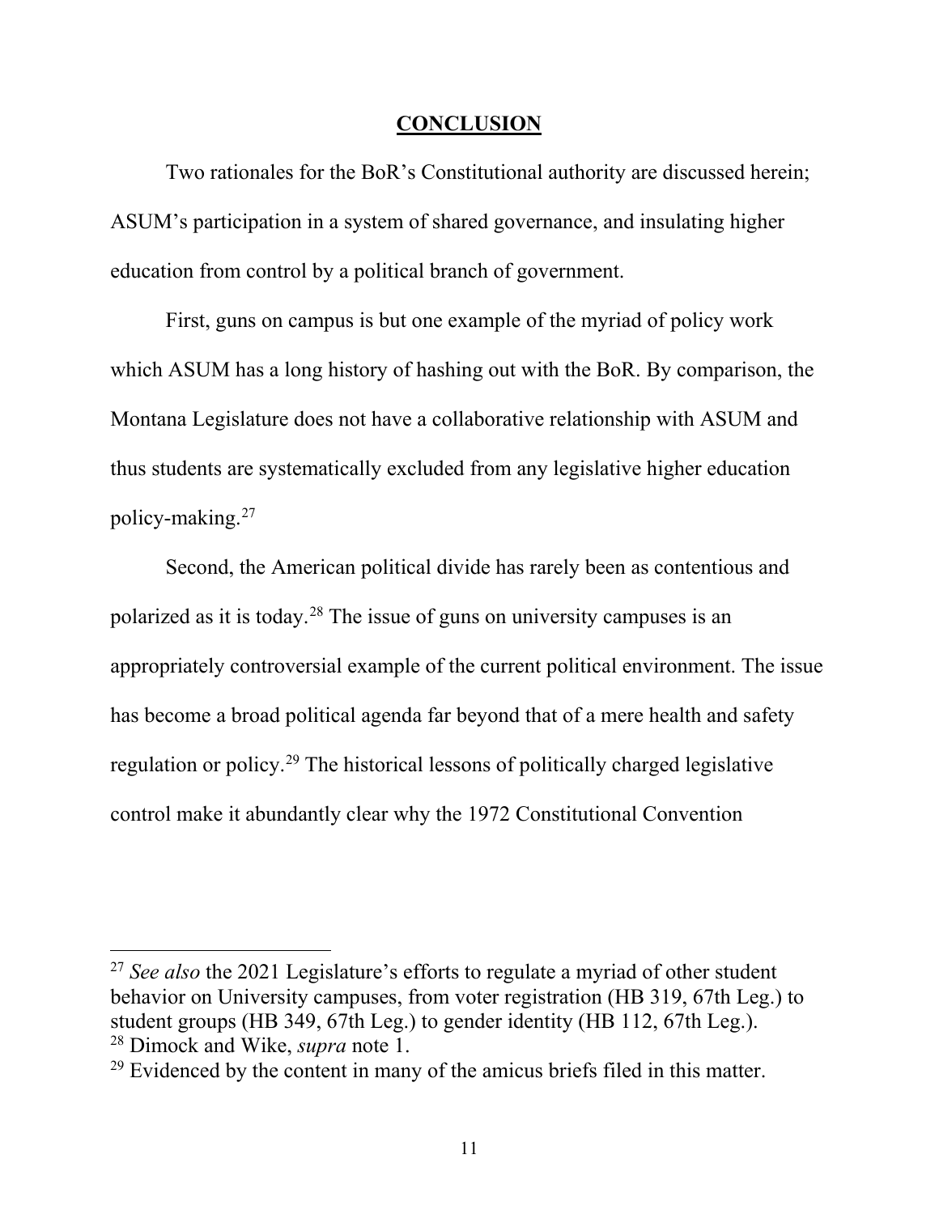## CONCLUSION

Two rationales for the BoR's Constitutional authority are discussed herein; ASUM's participation in a system of shared governance, and insulating higher education from control by a political branch of government.

First, guns on campus is but one example of the myriad of policy work which ASUM has a long history of hashing out with the BoR. By comparison, the Montana Legislature does not have a collaborative relationship with ASUM and thus students are systematically excluded from any legislative higher education policy-making.[27]

Second, the American political divide has rarely been as contentious and polarized as it is today.[28] The issue of guns on university campuses is an appropriately controversial example of the current political environment. The issue has become a broad political agenda far beyond that of a mere health and safety regulation or policy.[29] The historical lessons of politically charged legislative control make it abundantly clear why the 1972 Constitutional Convention

---

[27] *See also* the 2021 Legislature's efforts to regulate a myriad of other student behavior on University campuses, from voter registration (HB 319, 67th Leg.) to student groups (HB 349, 67th Leg.) to gender identity (HB 112, 67th Leg.).

[28] Dimock and Wike, *supra* note 1.

[29] Evidenced by the content in many of the amicus briefs filed in this matter.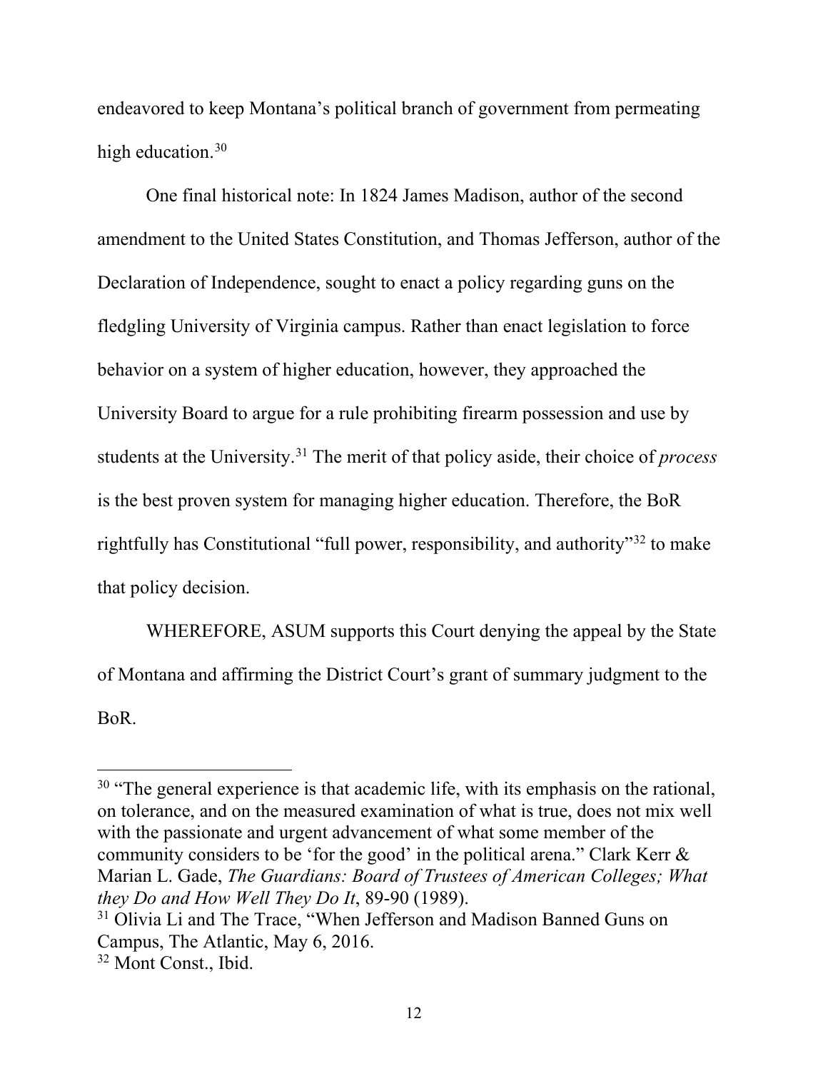endeavored to keep Montana's political branch of government from permeating high education.[30]

One final historical note: In 1824 James Madison, author of the second amendment to the United States Constitution, and Thomas Jefferson, author of the Declaration of Independence, sought to enact a policy regarding guns on the fledgling University of Virginia campus. Rather than enact legislation to force behavior on a system of higher education, however, they approached the University Board to argue for a rule prohibiting firearm possession and use by students at the University.[31] The merit of that policy aside, their choice of *process* is the best proven system for managing higher education. Therefore, the BoR rightfully has Constitutional "full power, responsibility, and authority"[32] to make that policy decision.

WHEREFORE, ASUM supports this Court denying the appeal by the State of Montana and affirming the District Court's grant of summary judgment to the BoR.

---

[30] "The general experience is that academic life, with its emphasis on the rational, on tolerance, and on the measured examination of what is true, does not mix well with the passionate and urgent advancement of what some member of the community considers to be 'for the good' in the political arena." Clark Kerr & Marian L. Gade, *The Guardians: Board of Trustees of American Colleges; What they Do and How Well They Do It*, 89-90 (1989).

[31] Olivia Li and The Trace, "When Jefferson and Madison Banned Guns on Campus, The Atlantic, May 6, 2016.

[32] Mont Const., Ibid.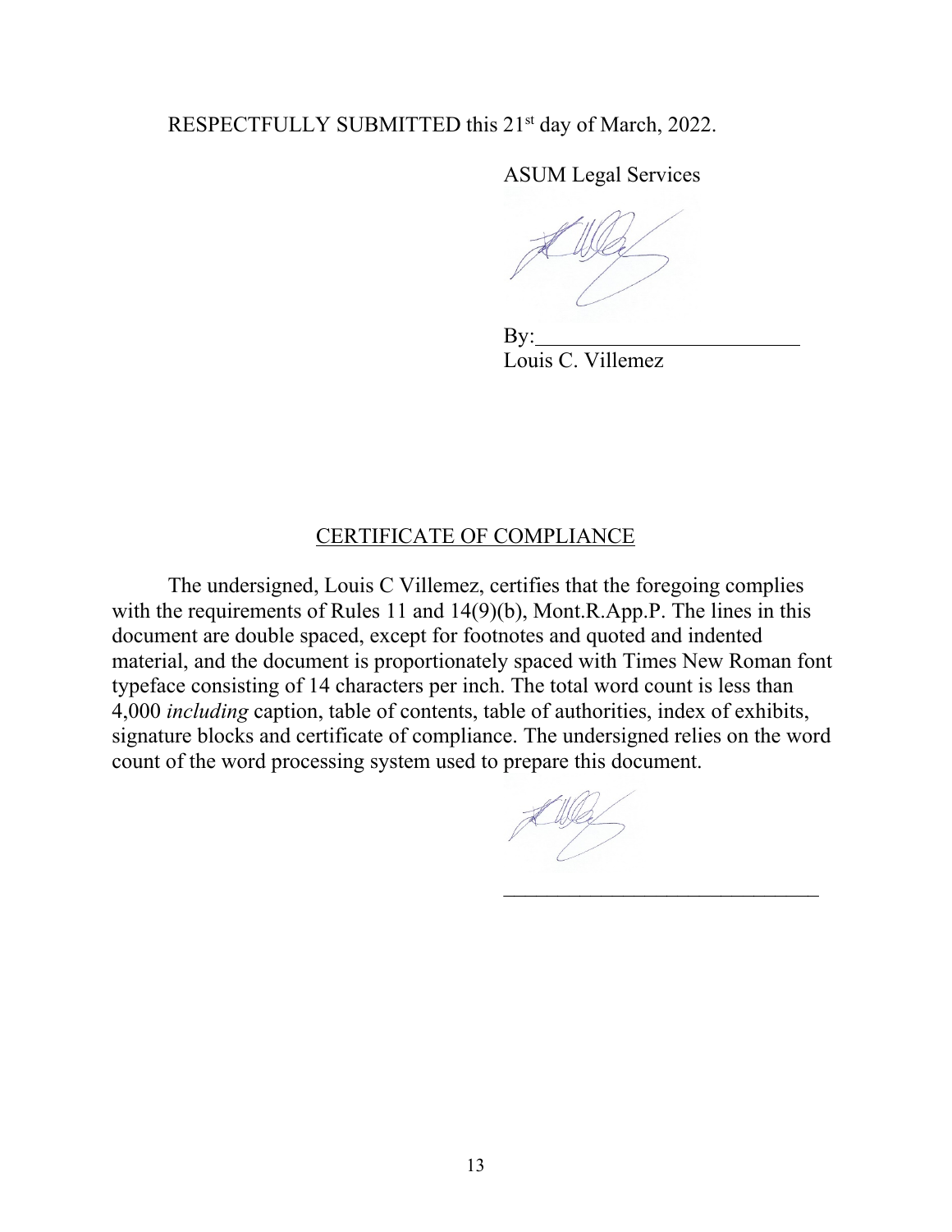RESPECTFULLY SUBMITTED this 21st day of March, 2022.

ASUM Legal Services

By:________________________
Louis C. Villemez

CERTIFICATE OF COMPLIANCE

The undersigned, Louis C Villemez, certifies that the foregoing complies with the requirements of Rules 11 and 14(9)(b), Mont.R.App.P. The lines in this document are double spaced, except for footnotes and quoted and indented material, and the document is proportionately spaced with Times New Roman font typeface consisting of 14 characters per inch. The total word count is less than 4,000 *including* caption, table of contents, table of authorities, index of exhibits, signature blocks and certificate of compliance. The undersigned relies on the word count of the word processing system used to prepare this document.

______________________________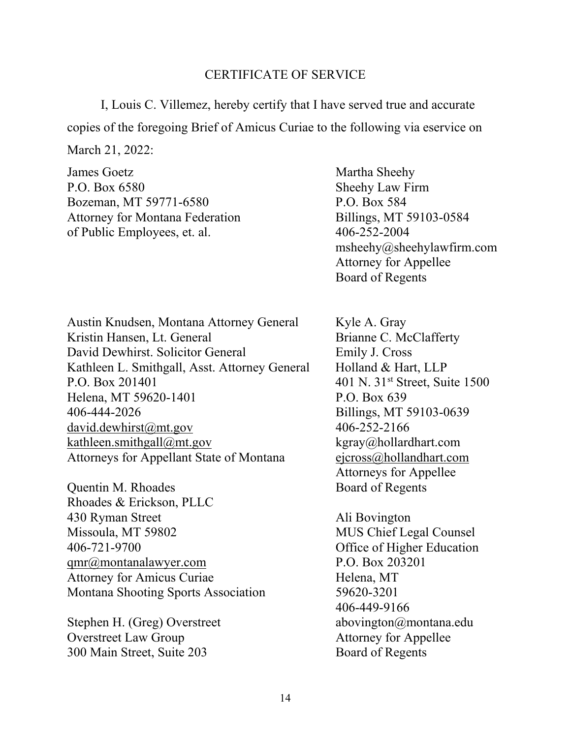## CERTIFICATE OF SERVICE

I, Louis C. Villemez, hereby certify that I have served true and accurate copies of the foregoing Brief of Amicus Curiae to the following via eservice on March 21, 2022:

James Goetz
P.O. Box 6580
Bozeman, MT 59771-6580
Attorney for Montana Federation of Public Employees, et. al.

Martha Sheehy
Sheehy Law Firm
P.O. Box 584
Billings, MT 59103-0584
406-252-2004
msheehy@sheehylawfirm.com
Attorney for Appellee Board of Regents

Austin Knudsen, Montana Attorney General
Kristin Hansen, Lt. General
David Dewhirst. Solicitor General
Kathleen L. Smithgall, Asst. Attorney General
P.O. Box 201401
Helena, MT 59620-1401
406-444-2026
david.dewhirst@mt.gov
kathleen.smithgall@mt.gov
Attorneys for Appellant State of Montana

Kyle A. Gray
Brianne C. McClafferty
Emily J. Cross
Holland & Hart, LLP
401 N. 31st Street, Suite 1500
P.O. Box 639
Billings, MT 59103-0639
406-252-2166
kgray@hollardhart.com
ejcross@hollandhart.com
Attorneys for Appellee Board of Regents

Quentin M. Rhoades
Rhoades & Erickson, PLLC
430 Ryman Street
Missoula, MT 59802
406-721-9700
qmr@montanalawyer.com
Attorney for Amicus Curiae Montana Shooting Sports Association

Ali Bovington
MUS Chief Legal Counsel
Office of Higher Education
P.O. Box 203201
Helena, MT
59620-3201
406-449-9166
abovington@montana.edu
Attorney for Appellee Board of Regents

Stephen H. (Greg) Overstreet
Overstreet Law Group
300 Main Street, Suite 203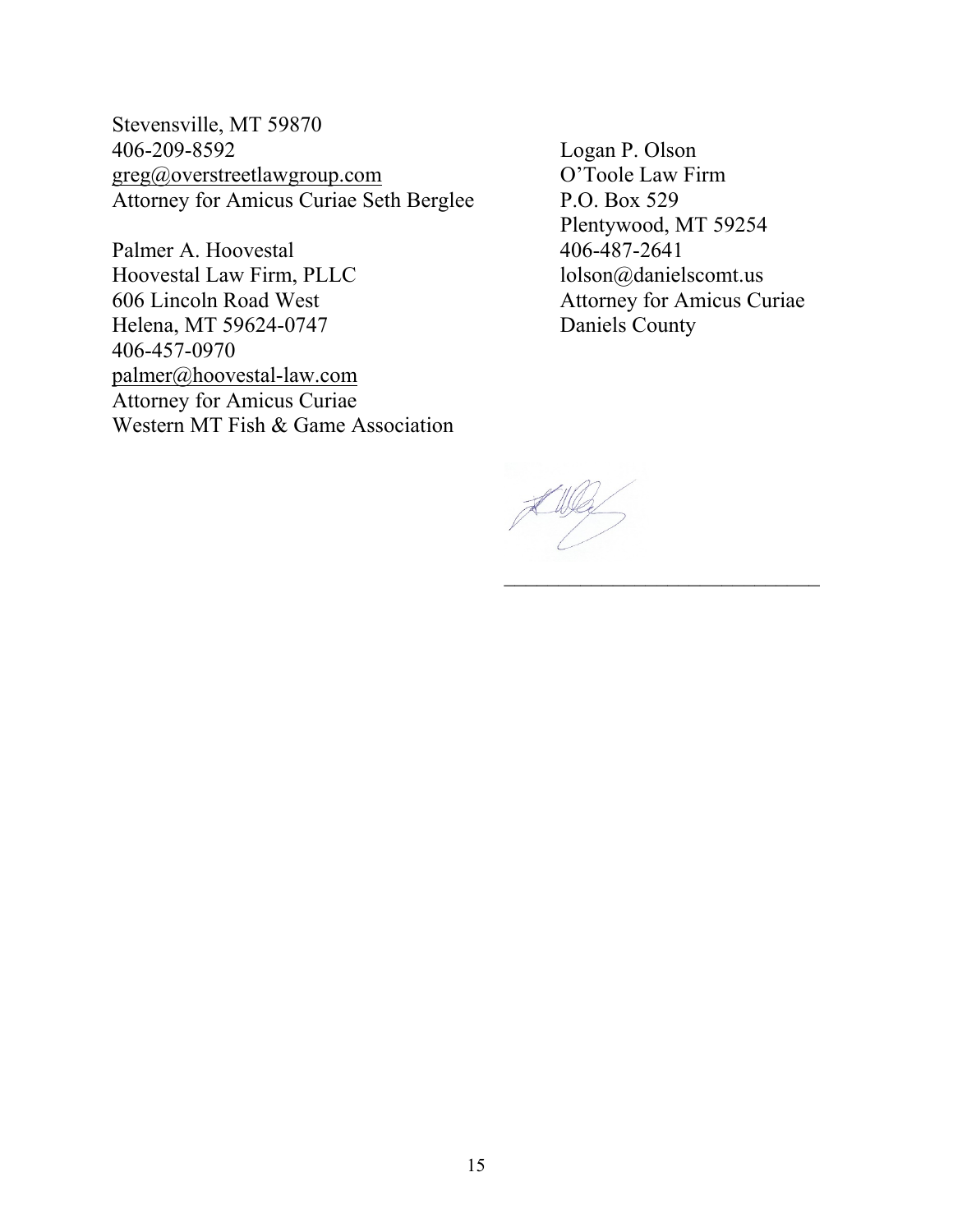Stevensville, MT 59870
406-209-8592
greg@overstreetlawgroup.com
Attorney for Amicus Curiae Seth Berglee

Palmer A. Hoovestal
Hoovestal Law Firm, PLLC
606 Lincoln Road West
Helena, MT 59624-0747
406-457-0970
palmer@hoovestal-law.com
Attorney for Amicus Curiae
Western MT Fish & Game Association

Logan P. Olson
O'Toole Law Firm
P.O. Box 529
Plentywood, MT 59254
406-487-2641
lolson@danielscomt.us
Attorney for Amicus Curiae
Daniels County

______________________________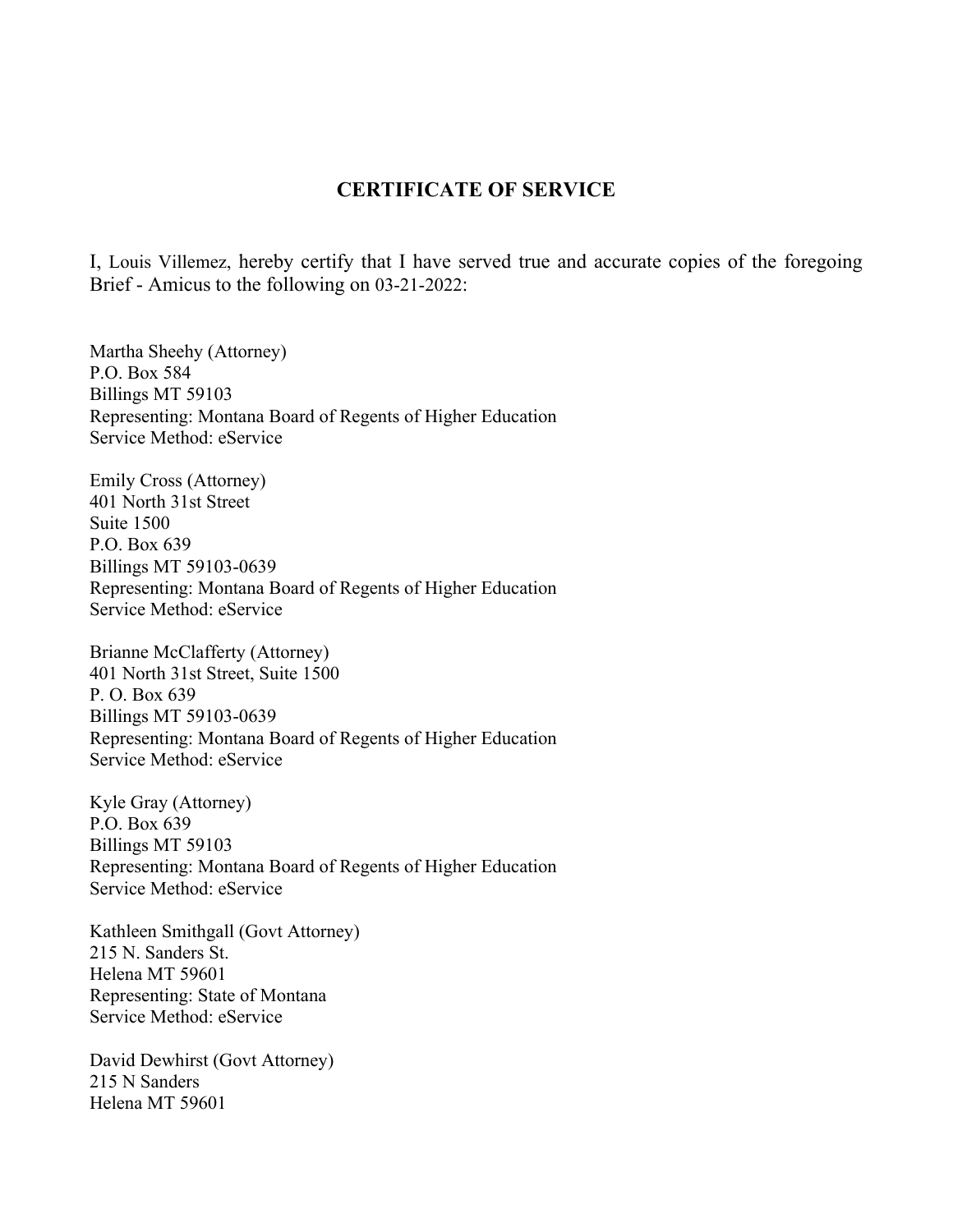## CERTIFICATE OF SERVICE

I, Louis Villemez, hereby certify that I have served true and accurate copies of the foregoing Brief - Amicus to the following on 03-21-2022:

Martha Sheehy (Attorney)
P.O. Box 584
Billings MT 59103
Representing: Montana Board of Regents of Higher Education
Service Method: eService

Emily Cross (Attorney)
401 North 31st Street
Suite 1500
P.O. Box 639
Billings MT 59103-0639
Representing: Montana Board of Regents of Higher Education
Service Method: eService

Brianne McClafferty (Attorney)
401 North 31st Street, Suite 1500
P. O. Box 639
Billings MT 59103-0639
Representing: Montana Board of Regents of Higher Education
Service Method: eService

Kyle Gray (Attorney)
P.O. Box 639
Billings MT 59103
Representing: Montana Board of Regents of Higher Education
Service Method: eService

Kathleen Smithgall (Govt Attorney)
215 N. Sanders St.
Helena MT 59601
Representing: State of Montana
Service Method: eService

David Dewhirst (Govt Attorney)
215 N Sanders
Helena MT 59601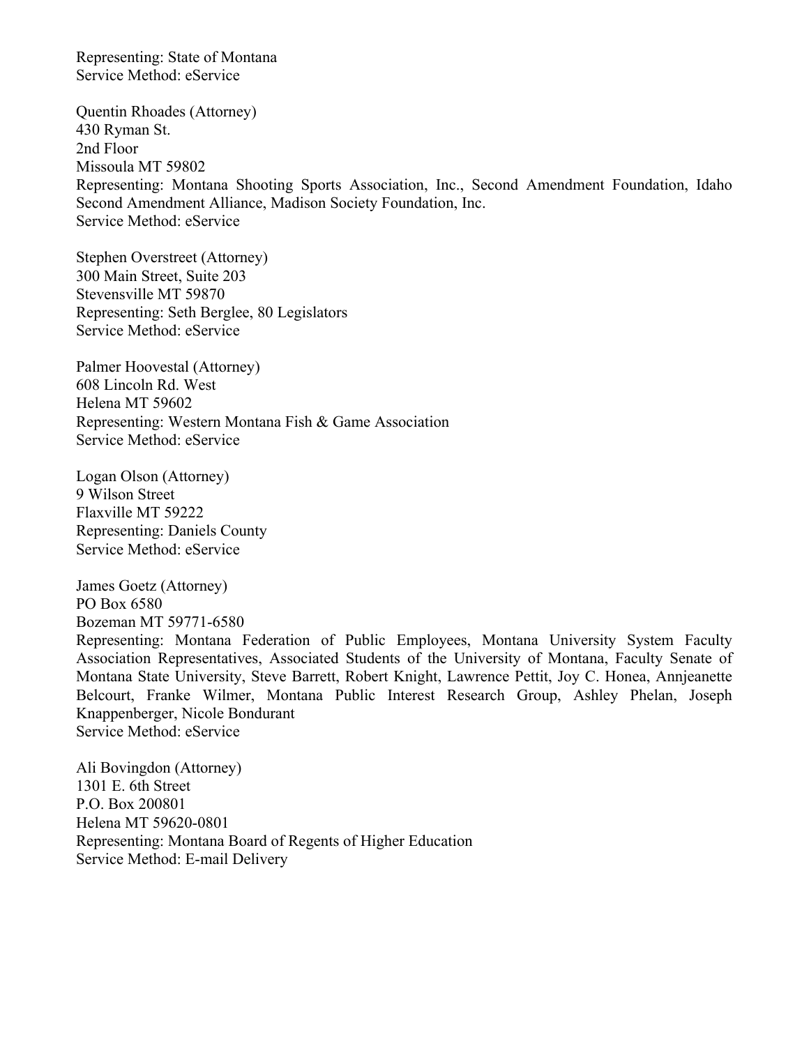Representing: State of Montana
Service Method: eService

Quentin Rhoades (Attorney)
430 Ryman St.
2nd Floor
Missoula MT 59802
Representing: Montana Shooting Sports Association, Inc., Second Amendment Foundation, Idaho Second Amendment Alliance, Madison Society Foundation, Inc.
Service Method: eService

Stephen Overstreet (Attorney)
300 Main Street, Suite 203
Stevensville MT 59870
Representing: Seth Berglee, 80 Legislators
Service Method: eService

Palmer Hoovestal (Attorney)
608 Lincoln Rd. West
Helena MT 59602
Representing: Western Montana Fish & Game Association
Service Method: eService

Logan Olson (Attorney)
9 Wilson Street
Flaxville MT 59222
Representing: Daniels County
Service Method: eService

James Goetz (Attorney)
PO Box 6580
Bozeman MT 59771-6580
Representing: Montana Federation of Public Employees, Montana University System Faculty Association Representatives, Associated Students of the University of Montana, Faculty Senate of Montana State University, Steve Barrett, Robert Knight, Lawrence Pettit, Joy C. Honea, Annjeanette Belcourt, Franke Wilmer, Montana Public Interest Research Group, Ashley Phelan, Joseph Knappenberger, Nicole Bondurant
Service Method: eService

Ali Bovingdon (Attorney)
1301 E. 6th Street
P.O. Box 200801
Helena MT 59620-0801
Representing: Montana Board of Regents of Higher Education
Service Method: E-mail Delivery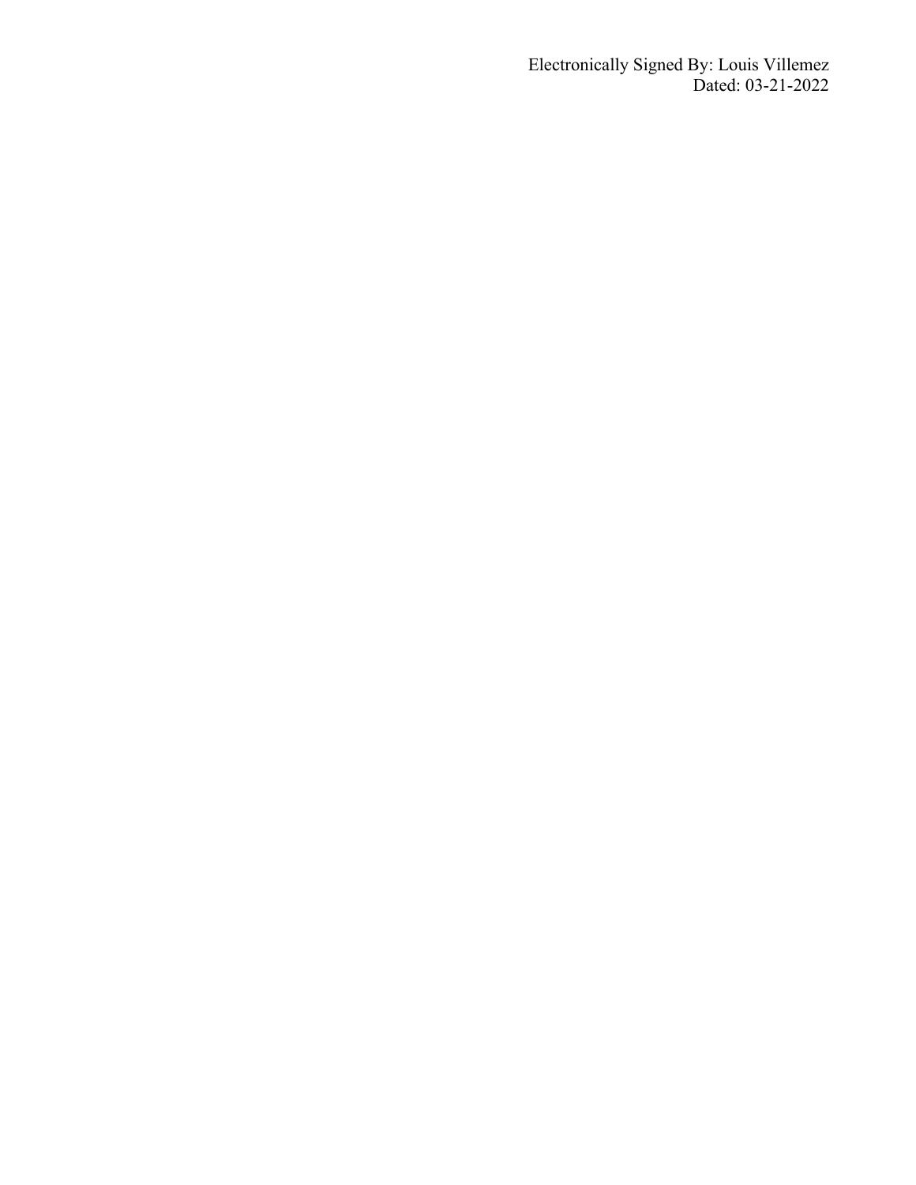Electronically Signed By: Louis Villemez
Dated: 03-21-2022